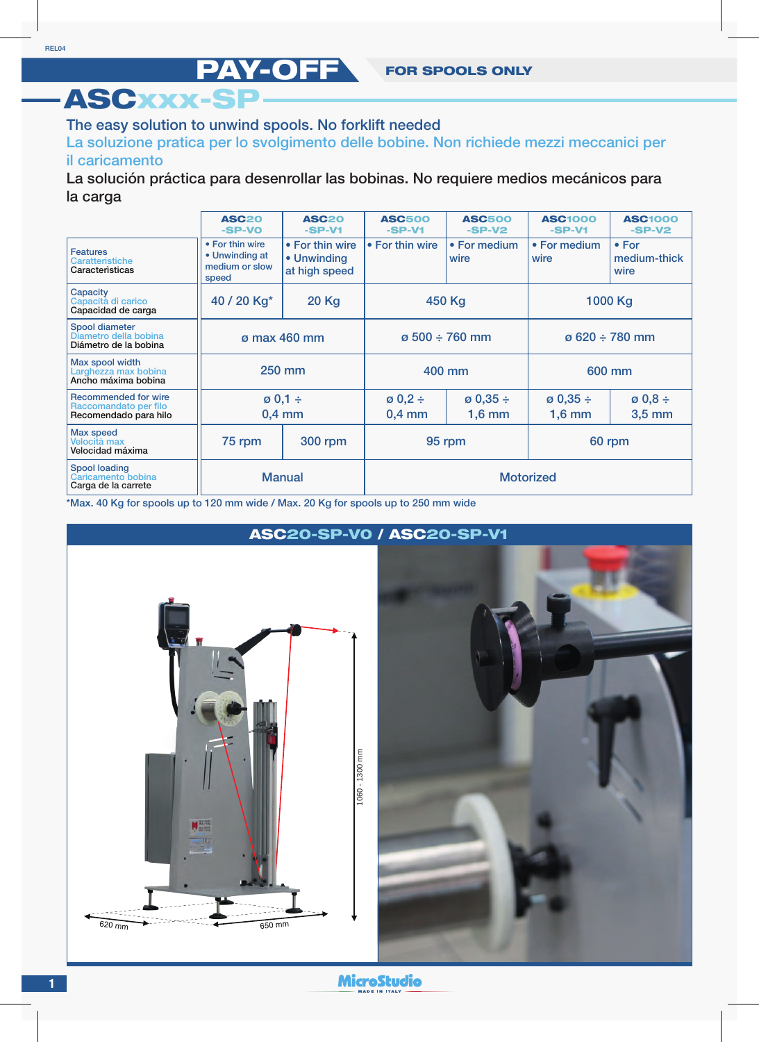REL04

# PAY-OFF

**FOR SPOOLS ONLY**

## ASCxxx-SP

The easy solution to unwind spools. No forklift needed

La soluzione pratica per lo svolgimento delle bobine. Non richiede mezzi meccanici per il caricamento

La solución práctica para desenrollar las bobinas. No requiere medios mecánicos para la carga

| | ASC20 -SP-V0 | ASC20 -SP-V1 | ASC500 -SP-V1 | ASC500 -SP-V2 | ASC1000 -SP-V1 | ASC1000 -SP-V2 |
|---|---|---|---|---|---|---|
| Features / Caratteristiche / Caracteristicas | • For thin wire • Unwinding at medium or slow speed | • For thin wire • Unwinding at high speed | • For thin wire | • For medium wire | • For medium wire | • For medium-thick wire |
| Capacity / Capacità di carico / Capacidad de carga | 40 / 20 Kg* | 20 Kg | 450 Kg | | 1000 Kg | |
| Spool diameter / Diametro della bobina / Diámetro de la bobina | ø max 460 mm | | ø 500 ÷ 760 mm | | ø 620 ÷ 780 mm | |
| Max spool width / Larghezza max bobina / Ancho máxima bobina | 250 mm | | 400 mm | | 600 mm | |
| Recommended for wire / Raccomandato per filo / Recomendado para hilo | ø 0,1 ÷ 0,4 mm | | ø 0,2 ÷ 0,4 mm | ø 0,35 ÷ 1,6 mm | ø 0,35 ÷ 1,6 mm | ø 0,8 ÷ 3,5 mm |
| Max speed / Velocità max / Velocidad máxima | 75 rpm | 300 rpm | 95 rpm | | 60 rpm | |
| Spool loading / Caricamento bobina / Carga de la carrete | Manual | | Motorized | | | |

*Max. 40 Kg for spools up to 120 mm wide / Max. 20 Kg for spools up to 250 mm wide

### ASC20-SP-V0 / ASC20-SP-V1

1060 - 1300 mm

620 mm

650 mm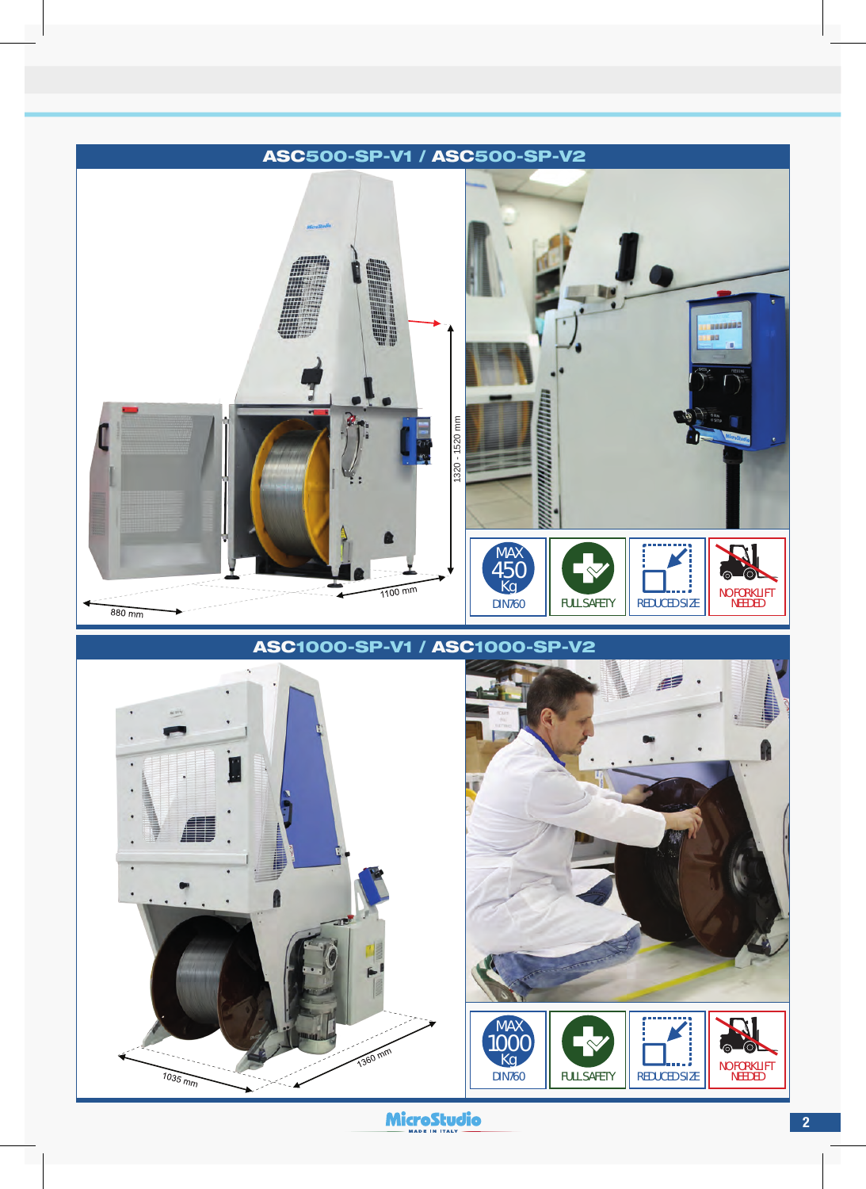## ASC500-SP-V1 / ASC500-SP-V2

1320 - 1520 mm

880 mm

1100 mm

MAX 450 Kg DIN760

FULL SAFETY

REDUCED SIZE

NO FORKLIFT NEEDED

## ASC1000-SP-V1 / ASC1000-SP-V2

1035 mm

1360 mm

MAX 1000 Kg DIN760

FULL SAFETY

REDUCED SIZE

NO FORKLIFT NEEDED

MicroStudio MADE IN ITALY